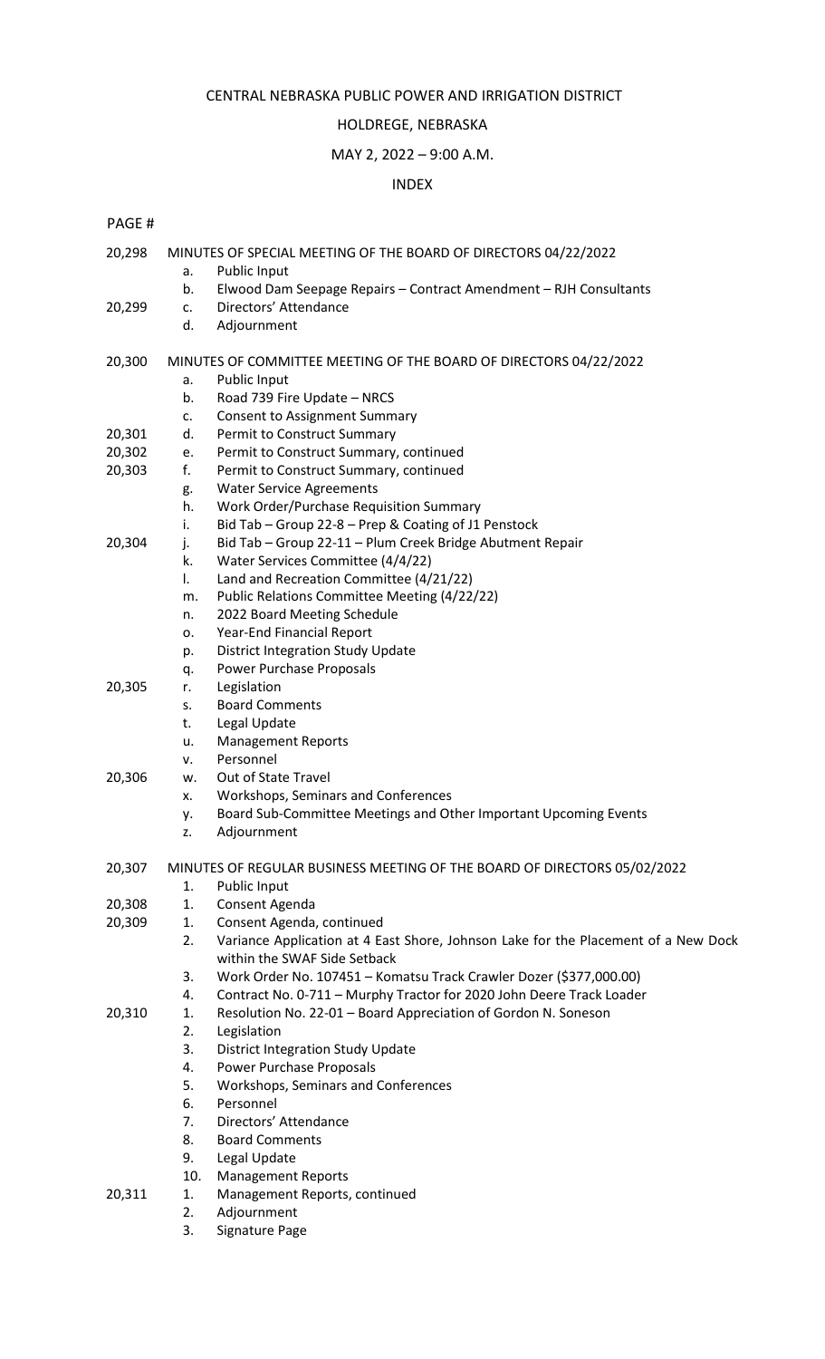CENTRAL NEBRASKA PUBLIC POWER AND IRRIGATION DISTRICT

HOLDREGE, NEBRASKA

MAY 2, 2022 – 9:00 A.M.

INDEX

| PAGE # | | |
|---|---|---|
| 20,298 | | MINUTES OF SPECIAL MEETING OF THE BOARD OF DIRECTORS 04/22/2022 |
| | a. | Public Input |
| | b. | Elwood Dam Seepage Repairs – Contract Amendment – RJH Consultants |
| 20,299 | c. | Directors' Attendance |
| | d. | Adjournment |
| 20,300 | | MINUTES OF COMMITTEE MEETING OF THE BOARD OF DIRECTORS 04/22/2022 |
| | a. | Public Input |
| | b. | Road 739 Fire Update – NRCS |
| | c. | Consent to Assignment Summary |
| 20,301 | d. | Permit to Construct Summary |
| 20,302 | e. | Permit to Construct Summary, continued |
| 20,303 | f. | Permit to Construct Summary, continued |
| | g. | Water Service Agreements |
| | h. | Work Order/Purchase Requisition Summary |
| | i. | Bid Tab – Group 22-8 – Prep & Coating of J1 Penstock |
| 20,304 | j. | Bid Tab – Group 22-11 – Plum Creek Bridge Abutment Repair |
| | k. | Water Services Committee (4/4/22) |
| | l. | Land and Recreation Committee (4/21/22) |
| | m. | Public Relations Committee Meeting (4/22/22) |
| | n. | 2022 Board Meeting Schedule |
| | o. | Year-End Financial Report |
| | p. | District Integration Study Update |
| | q. | Power Purchase Proposals |
| 20,305 | r. | Legislation |
| | s. | Board Comments |
| | t. | Legal Update |
| | u. | Management Reports |
| | v. | Personnel |
| 20,306 | w. | Out of State Travel |
| | x. | Workshops, Seminars and Conferences |
| | y. | Board Sub-Committee Meetings and Other Important Upcoming Events |
| | z. | Adjournment |
| 20,307 | | MINUTES OF REGULAR BUSINESS MEETING OF THE BOARD OF DIRECTORS 05/02/2022 |
| | 1. | Public Input |
| 20,308 | 1. | Consent Agenda |
| 20,309 | 1. | Consent Agenda, continued |
| | 2. | Variance Application at 4 East Shore, Johnson Lake for the Placement of a New Dock within the SWAF Side Setback |
| | 3. | Work Order No. 107451 – Komatsu Track Crawler Dozer ($377,000.00) |
| | 4. | Contract No. 0-711 – Murphy Tractor for 2020 John Deere Track Loader |
| 20,310 | 1. | Resolution No. 22-01 – Board Appreciation of Gordon N. Soneson |
| | 2. | Legislation |
| | 3. | District Integration Study Update |
| | 4. | Power Purchase Proposals |
| | 5. | Workshops, Seminars and Conferences |
| | 6. | Personnel |
| | 7. | Directors' Attendance |
| | 8. | Board Comments |
| | 9. | Legal Update |
| | 10. | Management Reports |
| 20,311 | 1. | Management Reports, continued |
| | 2. | Adjournment |
| | 3. | Signature Page |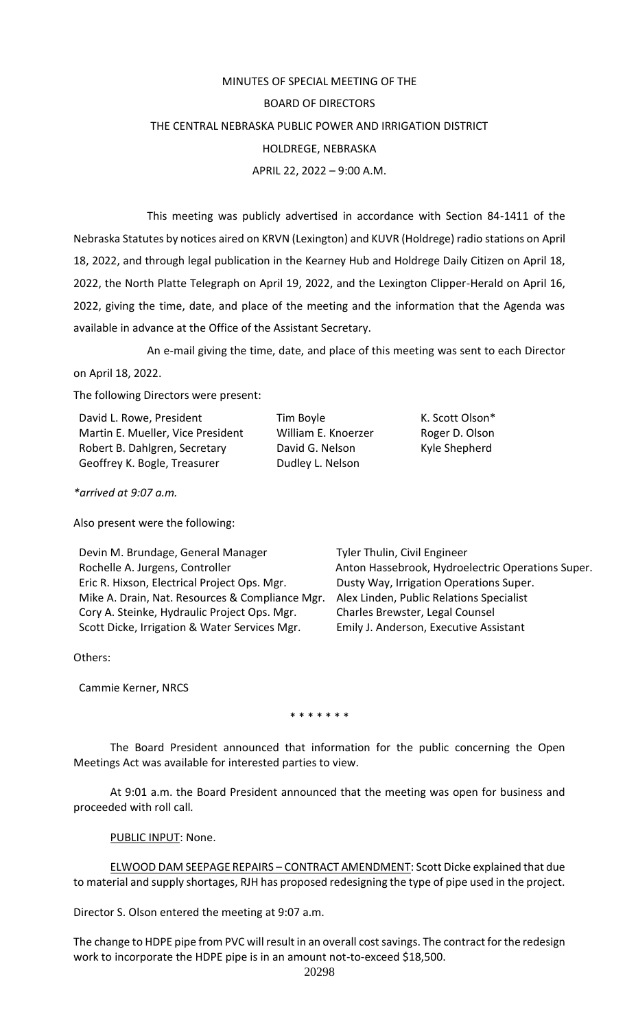MINUTES OF SPECIAL MEETING OF THE

BOARD OF DIRECTORS

THE CENTRAL NEBRASKA PUBLIC POWER AND IRRIGATION DISTRICT

HOLDREGE, NEBRASKA

APRIL 22, 2022 – 9:00 A.M.

This meeting was publicly advertised in accordance with Section 84-1411 of the Nebraska Statutes by notices aired on KRVN (Lexington) and KUVR (Holdrege) radio stations on April 18, 2022, and through legal publication in the Kearney Hub and Holdrege Daily Citizen on April 18, 2022, the North Platte Telegraph on April 19, 2022, and the Lexington Clipper-Herald on April 16, 2022, giving the time, date, and place of the meeting and the information that the Agenda was available in advance at the Office of the Assistant Secretary.

An e-mail giving the time, date, and place of this meeting was sent to each Director on April 18, 2022.

The following Directors were present:

| | | |
|---|---|---|
| David L. Rowe, President | Tim Boyle | K. Scott Olson* |
| Martin E. Mueller, Vice President | William E. Knoerzer | Roger D. Olson |
| Robert B. Dahlgren, Secretary | David G. Nelson | Kyle Shepherd |
| Geoffrey K. Bogle, Treasurer | Dudley L. Nelson | |

*\*arrived at 9:07 a.m.*

Also present were the following:

| | |
|---|---|
| Devin M. Brundage, General Manager | Tyler Thulin, Civil Engineer |
| Rochelle A. Jurgens, Controller | Anton Hassebrook, Hydroelectric Operations Super. |
| Eric R. Hixson, Electrical Project Ops. Mgr. | Dusty Way, Irrigation Operations Super. |
| Mike A. Drain, Nat. Resources & Compliance Mgr. | Alex Linden, Public Relations Specialist |
| Cory A. Steinke, Hydraulic Project Ops. Mgr. | Charles Brewster, Legal Counsel |
| Scott Dicke, Irrigation & Water Services Mgr. | Emily J. Anderson, Executive Assistant |

Others:

Cammie Kerner, NRCS

\* \* \* \* \* \* \*

The Board President announced that information for the public concerning the Open Meetings Act was available for interested parties to view.

At 9:01 a.m. the Board President announced that the meeting was open for business and proceeded with roll call.

PUBLIC INPUT: None.

ELWOOD DAM SEEPAGE REPAIRS – CONTRACT AMENDMENT: Scott Dicke explained that due to material and supply shortages, RJH has proposed redesigning the type of pipe used in the project.

Director S. Olson entered the meeting at 9:07 a.m.

The change to HDPE pipe from PVC will result in an overall cost savings. The contract for the redesign work to incorporate the HDPE pipe is in an amount not-to-exceed $18,500.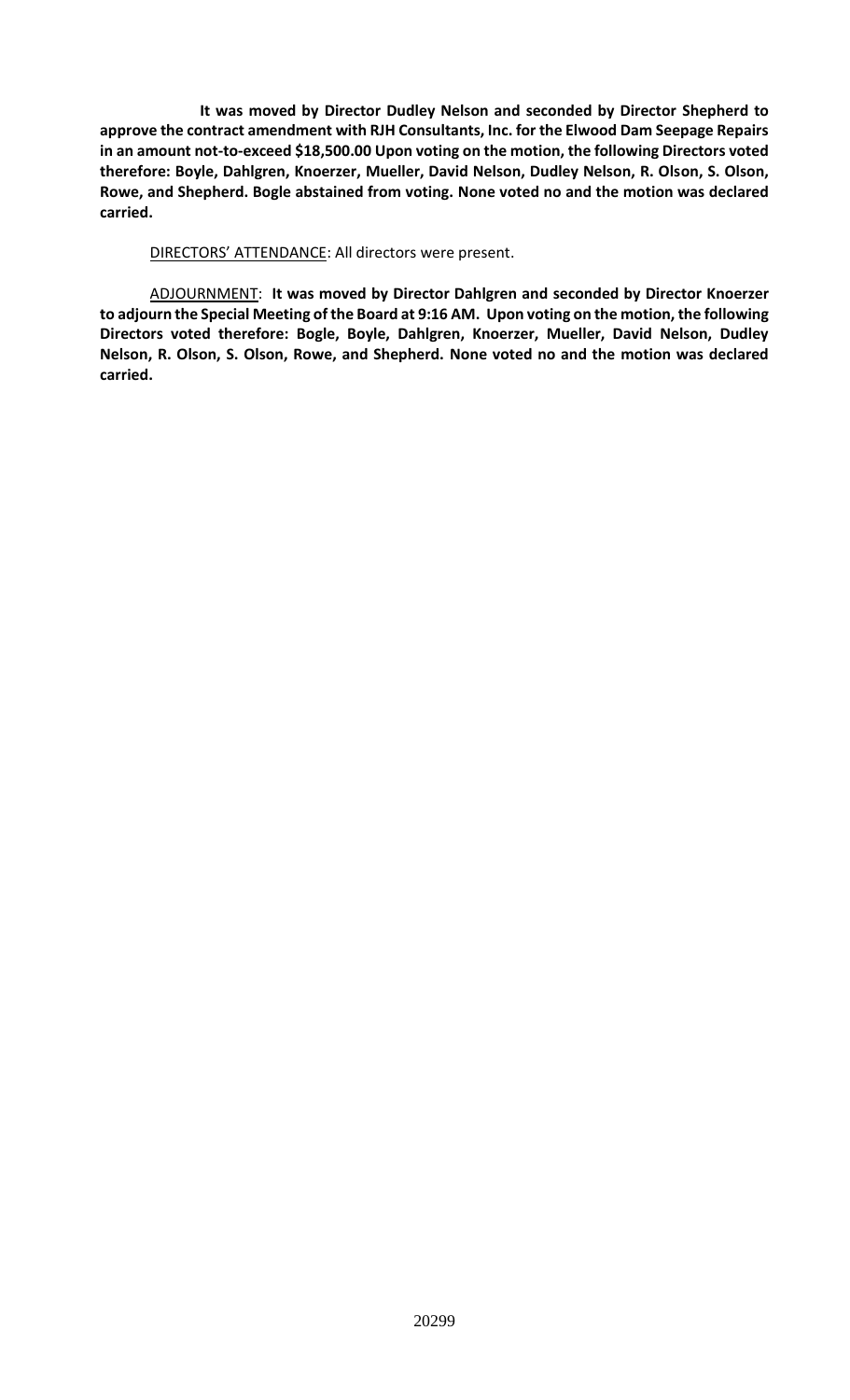**It was moved by Director Dudley Nelson and seconded by Director Shepherd to approve the contract amendment with RJH Consultants, Inc. for the Elwood Dam Seepage Repairs in an amount not-to-exceed $18,500.00 Upon voting on the motion, the following Directors voted therefore: Boyle, Dahlgren, Knoerzer, Mueller, David Nelson, Dudley Nelson, R. Olson, S. Olson, Rowe, and Shepherd. Bogle abstained from voting. None voted no and the motion was declared carried.**

DIRECTORS' ATTENDANCE: All directors were present.

ADJOURNMENT: **It was moved by Director Dahlgren and seconded by Director Knoerzer to adjourn the Special Meeting of the Board at 9:16 AM. Upon voting on the motion, the following Directors voted therefore: Bogle, Boyle, Dahlgren, Knoerzer, Mueller, David Nelson, Dudley Nelson, R. Olson, S. Olson, Rowe, and Shepherd. None voted no and the motion was declared carried.**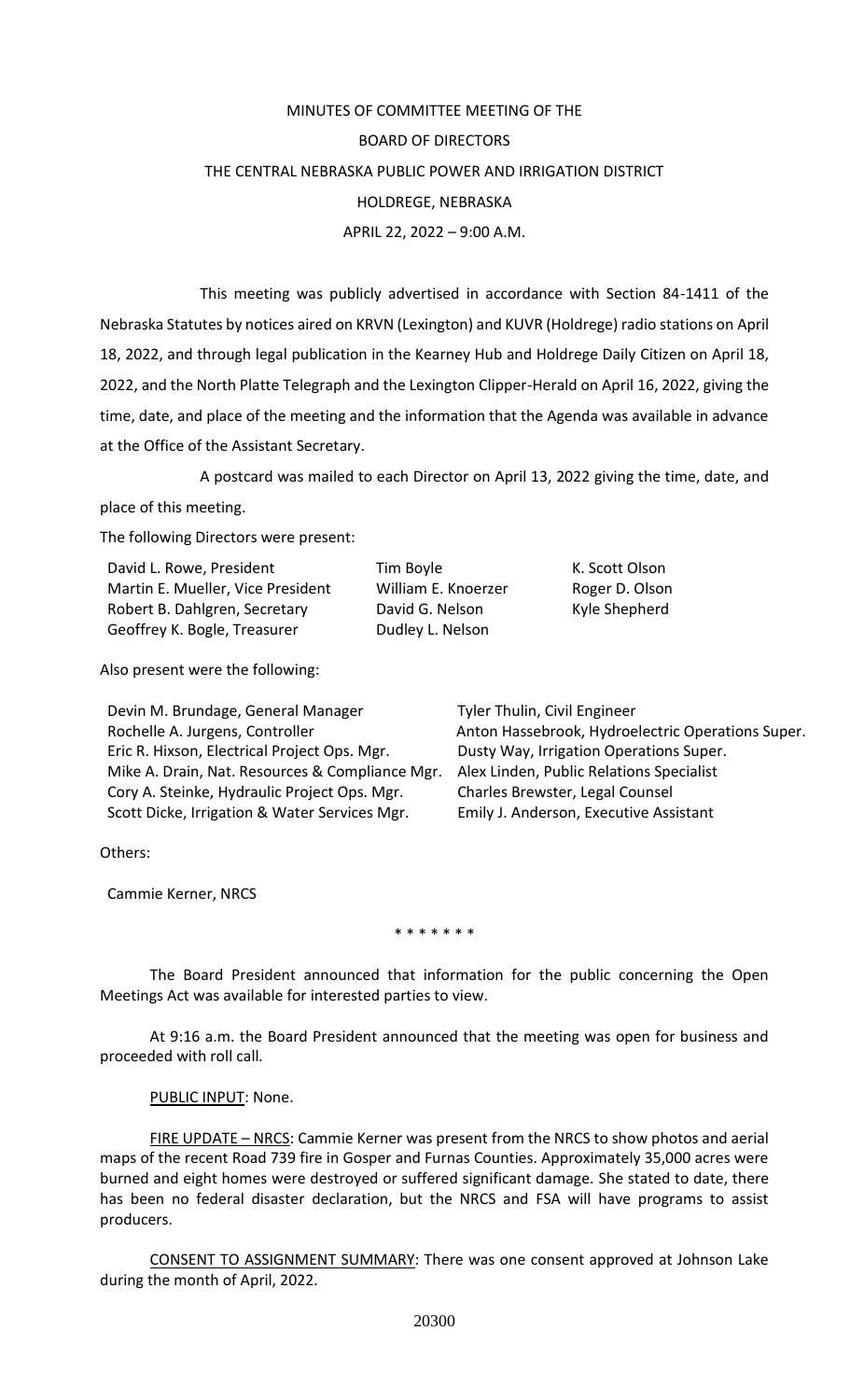MINUTES OF COMMITTEE MEETING OF THE

BOARD OF DIRECTORS

THE CENTRAL NEBRASKA PUBLIC POWER AND IRRIGATION DISTRICT

HOLDREGE, NEBRASKA

APRIL 22, 2022 – 9:00 A.M.

This meeting was publicly advertised in accordance with Section 84-1411 of the Nebraska Statutes by notices aired on KRVN (Lexington) and KUVR (Holdrege) radio stations on April 18, 2022, and through legal publication in the Kearney Hub and Holdrege Daily Citizen on April 18, 2022, and the North Platte Telegraph and the Lexington Clipper-Herald on April 16, 2022, giving the time, date, and place of the meeting and the information that the Agenda was available in advance at the Office of the Assistant Secretary.

A postcard was mailed to each Director on April 13, 2022 giving the time, date, and place of this meeting.

The following Directors were present:

| | | |
|---|---|---|
| David L. Rowe, President | Tim Boyle | K. Scott Olson |
| Martin E. Mueller, Vice President | William E. Knoerzer | Roger D. Olson |
| Robert B. Dahlgren, Secretary | David G. Nelson | Kyle Shepherd |
| Geoffrey K. Bogle, Treasurer | Dudley L. Nelson | |

Also present were the following:

| | |
|---|---|
| Devin M. Brundage, General Manager | Tyler Thulin, Civil Engineer |
| Rochelle A. Jurgens, Controller | Anton Hassebrook, Hydroelectric Operations Super. |
| Eric R. Hixson, Electrical Project Ops. Mgr. | Dusty Way, Irrigation Operations Super. |
| Mike A. Drain, Nat. Resources & Compliance Mgr. | Alex Linden, Public Relations Specialist |
| Cory A. Steinke, Hydraulic Project Ops. Mgr. | Charles Brewster, Legal Counsel |
| Scott Dicke, Irrigation & Water Services Mgr. | Emily J. Anderson, Executive Assistant |

Others:

Cammie Kerner, NRCS

\* \* \* \* \* \* \*

The Board President announced that information for the public concerning the Open Meetings Act was available for interested parties to view.

At 9:16 a.m. the Board President announced that the meeting was open for business and proceeded with roll call.

PUBLIC INPUT: None.

FIRE UPDATE – NRCS: Cammie Kerner was present from the NRCS to show photos and aerial maps of the recent Road 739 fire in Gosper and Furnas Counties. Approximately 35,000 acres were burned and eight homes were destroyed or suffered significant damage. She stated to date, there has been no federal disaster declaration, but the NRCS and FSA will have programs to assist producers.

CONSENT TO ASSIGNMENT SUMMARY: There was one consent approved at Johnson Lake during the month of April, 2022.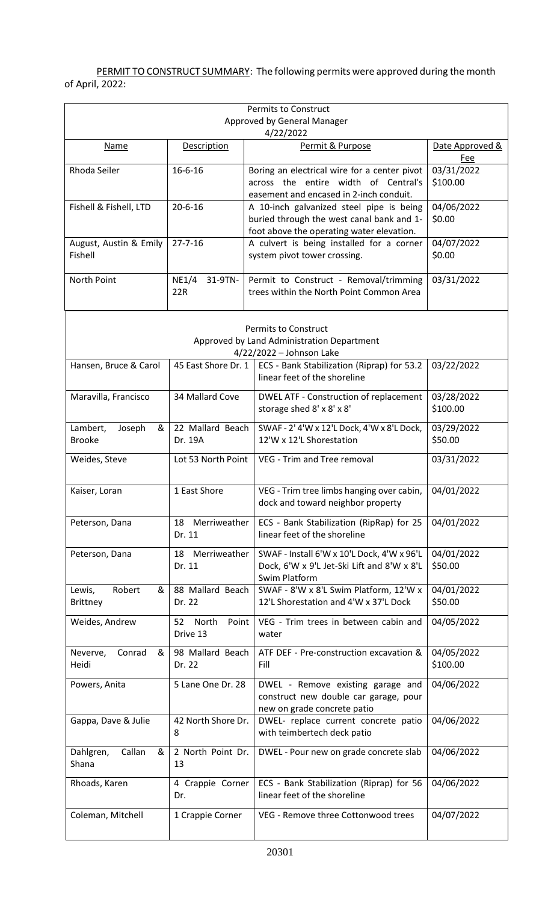<u>PERMIT TO CONSTRUCT SUMMARY</u>: The following permits were approved during the month of April, 2022:

| Permits to Construct<br>Approved by General Manager<br>4/22/2022 | | | |
|---|---|---|---|
| Name | Description | Permit & Purpose | Date Approved & Fee |
| Rhoda Seiler | 16-6-16 | Boring an electrical wire for a center pivot across the entire width of Central's easement and encased in 2-inch conduit. | 03/31/2022<br>$100.00 |
| Fishell & Fishell, LTD | 20-6-16 | A 10-inch galvanized steel pipe is being buried through the west canal bank and 1-foot above the operating water elevation. | 04/06/2022<br>$0.00 |
| August, Austin & Emily Fishell | 27-7-16 | A culvert is being installed for a corner system pivot tower crossing. | 04/07/2022<br>$0.00 |
| North Point | NE1/4 31-9TN-22R | Permit to Construct - Removal/trimming trees within the North Point Common Area | 03/31/2022 |

| Permits to Construct<br>Approved by Land Administration Department<br>4/22/2022 – Johnson Lake | | | |
|---|---|---|---|
| Hansen, Bruce & Carol | 45 East Shore Dr. 1 | ECS - Bank Stabilization (Riprap) for 53.2 linear feet of the shoreline | 03/22/2022 |
| Maravilla, Francisco | 34 Mallard Cove | DWEL ATF - Construction of replacement storage shed 8' x 8' x 8' | 03/28/2022<br>$100.00 |
| Lambert, Joseph & Brooke | 22 Mallard Beach Dr. 19A | SWAF - 2' 4'W x 12'L Dock, 4'W x 8'L Dock, 12'W x 12'L Shorestation | 03/29/2022<br>$50.00 |
| Weides, Steve | Lot 53 North Point | VEG - Trim and Tree removal | 03/31/2022 |
| Kaiser, Loran | 1 East Shore | VEG - Trim tree limbs hanging over cabin, dock and toward neighbor property | 04/01/2022 |
| Peterson, Dana | 18 Merriweather Dr. 11 | ECS - Bank Stabilization (RipRap) for 25 linear feet of the shoreline | 04/01/2022 |
| Peterson, Dana | 18 Merriweather Dr. 11 | SWAF - Install 6'W x 10'L Dock, 4'W x 96'L Dock, 6'W x 9'L Jet-Ski Lift and 8'W x 8'L Swim Platform | 04/01/2022<br>$50.00 |
| Lewis, Robert & Brittney | 88 Mallard Beach Dr. 22 | SWAF - 8'W x 8'L Swim Platform, 12'W x 12'L Shorestation and 4'W x 37'L Dock | 04/01/2022<br>$50.00 |
| Weides, Andrew | 52 North Point Drive 13 | VEG - Trim trees in between cabin and water | 04/05/2022 |
| Neverve, Conrad & Heidi | 98 Mallard Beach Dr. 22 | ATF DEF - Pre-construction excavation & Fill | 04/05/2022<br>$100.00 |
| Powers, Anita | 5 Lane One Dr. 28 | DWEL - Remove existing garage and construct new double car garage, pour new on grade concrete patio | 04/06/2022 |
| Gappa, Dave & Julie | 42 North Shore Dr. 8 | DWEL- replace current concrete patio with teimbertech deck patio | 04/06/2022 |
| Dahlgren, Callan & Shana | 2 North Point Dr. 13 | DWEL - Pour new on grade concrete slab | 04/06/2022 |
| Rhoads, Karen | 4 Crappie Corner Dr. | ECS - Bank Stabilization (Riprap) for 56 linear feet of the shoreline | 04/06/2022 |
| Coleman, Mitchell | 1 Crappie Corner | VEG - Remove three Cottonwood trees | 04/07/2022 |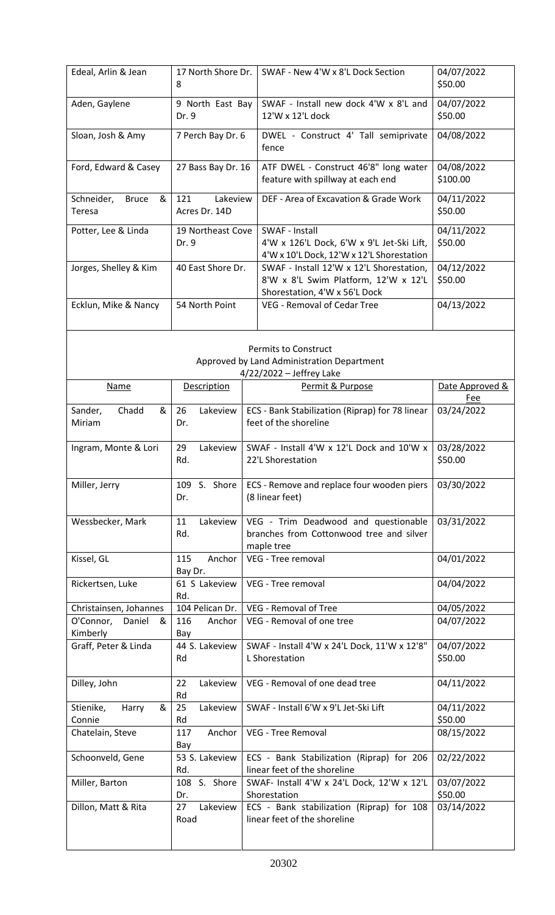| | | | |
|---|---|---|---|
| Edeal, Arlin & Jean | 17 North Shore Dr. 8 | SWAF - New 4'W x 8'L Dock Section | 04/07/2022 $50.00 |
| Aden, Gaylene | 9 North East Bay Dr. 9 | SWAF - Install new dock 4'W x 8'L and 12'W x 12'L dock | 04/07/2022 $50.00 |
| Sloan, Josh & Amy | 7 Perch Bay Dr. 6 | DWEL - Construct 4' Tall semiprivate fence | 04/08/2022 |
| Ford, Edward & Casey | 27 Bass Bay Dr. 16 | ATF DWEL - Construct 46'8" long water feature with spillway at each end | 04/08/2022 $100.00 |
| Schneider, Bruce & Teresa | 121 Lakeview Acres Dr. 14D | DEF - Area of Excavation & Grade Work | 04/11/2022 $50.00 |
| Potter, Lee & Linda | 19 Northeast Cove Dr. 9 | SWAF - Install 4'W x 126'L Dock, 6'W x 9'L Jet-Ski Lift, 4'W x 10'L Dock, 12'W x 12'L Shorestation | 04/11/2022 $50.00 |
| Jorges, Shelley & Kim | 40 East Shore Dr. | SWAF - Install 12'W x 12'L Shorestation, 8'W x 8'L Swim Platform, 12'W x 12'L Shorestation, 4'W x 56'L Dock | 04/12/2022 $50.00 |
| Ecklun, Mike & Nancy | 54 North Point | VEG - Removal of Cedar Tree | 04/13/2022 |

Permits to Construct
Approved by Land Administration Department
4/22/2022 – Jeffrey Lake

| Name | Description | Permit & Purpose | Date Approved & Fee |
|---|---|---|---|
| Sander, Chadd & Miriam | 26 Lakeview Dr. | ECS - Bank Stabilization (Riprap) for 78 linear feet of the shoreline | 03/24/2022 |
| Ingram, Monte & Lori | 29 Lakeview Rd. | SWAF - Install 4'W x 12'L Dock and 10'W x 22'L Shorestation | 03/28/2022 $50.00 |
| Miller, Jerry | 109 S. Shore Dr. | ECS - Remove and replace four wooden piers (8 linear feet) | 03/30/2022 |
| Wessbecker, Mark | 11 Lakeview Rd. | VEG - Trim Deadwood and questionable branches from Cottonwood tree and silver maple tree | 03/31/2022 |
| Kissel, GL | 115 Anchor Bay Dr. | VEG - Tree removal | 04/01/2022 |
| Rickertsen, Luke | 61 S Lakeview Rd. | VEG - Tree removal | 04/04/2022 |
| Christainsen, Johannes | 104 Pelican Dr. | VEG - Removal of Tree | 04/05/2022 |
| O'Connor, Daniel & Kimberly | 116 Anchor Bay | VEG - Removal of one tree | 04/07/2022 |
| Graff, Peter & Linda | 44 S. Lakeview Rd | SWAF - Install 4'W x 24'L Dock, 11'W x 12'8" L Shorestation | 04/07/2022 $50.00 |
| Dilley, John | 22 Lakeview Rd | VEG - Removal of one dead tree | 04/11/2022 |
| Stienike, Harry & Connie | 25 Lakeview Rd | SWAF - Install 6'W x 9'L Jet-Ski Lift | 04/11/2022 $50.00 |
| Chatelain, Steve | 117 Anchor Bay | VEG - Tree Removal | 08/15/2022 |
| Schoonveld, Gene | 53 S. Lakeview Rd. | ECS - Bank Stabilization (Riprap) for 206 linear feet of the shoreline | 02/22/2022 |
| Miller, Barton | 108 S. Shore Dr. | SWAF- Install 4'W x 24'L Dock, 12'W x 12'L Shorestation | 03/07/2022 $50.00 |
| Dillon, Matt & Rita | 27 Lakeview Road | ECS - Bank stabilization (Riprap) for 108 linear feet of the shoreline | 03/14/2022 |

20302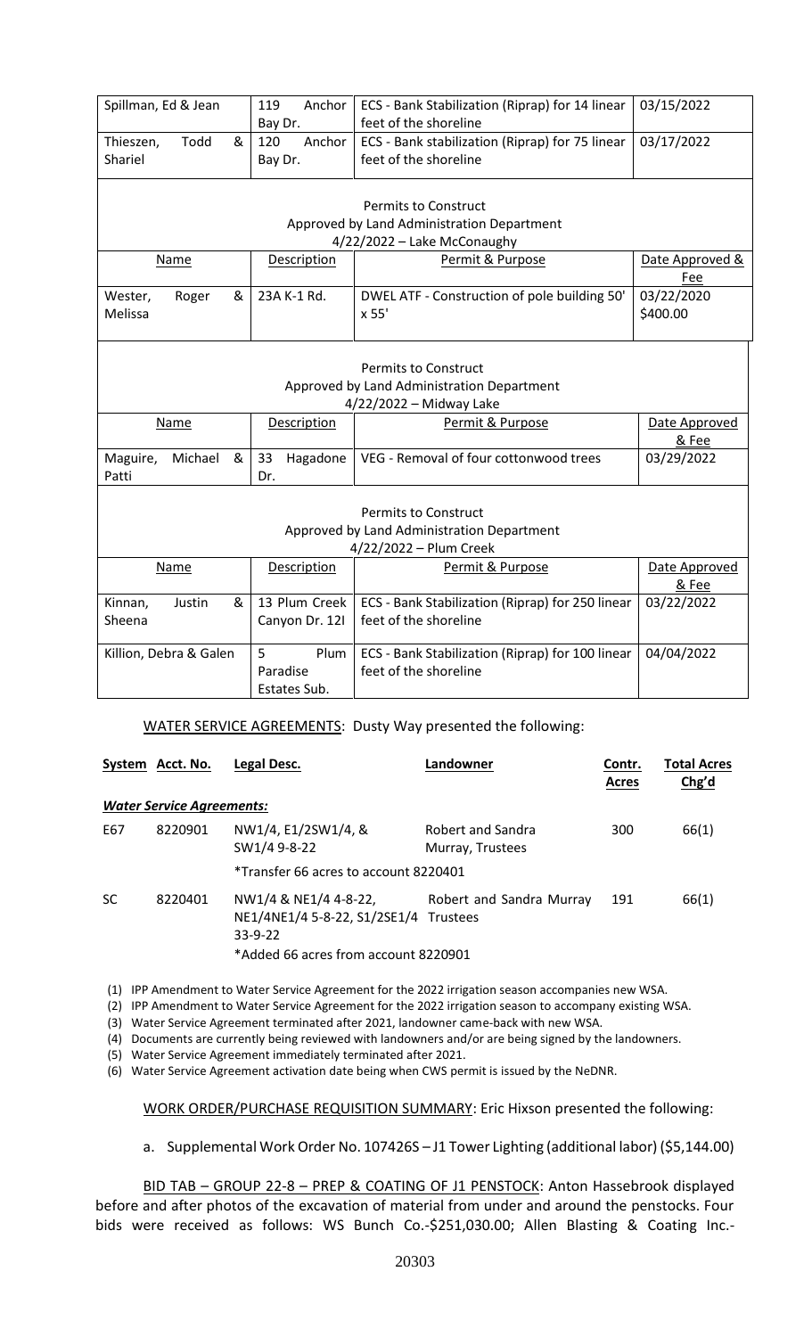| | | | |
|---|---|---|---|
| Spillman, Ed & Jean | 119 Anchor Bay Dr. | ECS - Bank Stabilization (Riprap) for 14 linear feet of the shoreline | 03/15/2022 |
| Thieszen, Todd & Shariel | 120 Anchor Bay Dr. | ECS - Bank stabilization (Riprap) for 75 linear feet of the shoreline | 03/17/2022 |

Permits to Construct
Approved by Land Administration Department
4/22/2022 – Lake McConaughy

| Name | Description | Permit & Purpose | Date Approved & Fee |
|---|---|---|---|
| Wester, Roger & Melissa | 23A K-1 Rd. | DWEL ATF - Construction of pole building 50' x 55' | 03/22/2020 $400.00 |

Permits to Construct
Approved by Land Administration Department
4/22/2022 – Midway Lake

| Name | Description | Permit & Purpose | Date Approved & Fee |
|---|---|---|---|
| Maguire, Michael & Patti | 33 Hagadone Dr. | VEG - Removal of four cottonwood trees | 03/29/2022 |

Permits to Construct
Approved by Land Administration Department
4/22/2022 – Plum Creek

| Name | Description | Permit & Purpose | Date Approved & Fee |
|---|---|---|---|
| Kinnan, Justin & Sheena | 13 Plum Creek Canyon Dr. 12I | ECS - Bank Stabilization (Riprap) for 250 linear feet of the shoreline | 03/22/2022 |
| Killion, Debra & Galen | 5 Plum Paradise Estates Sub. | ECS - Bank Stabilization (Riprap) for 100 linear feet of the shoreline | 04/04/2022 |

WATER SERVICE AGREEMENTS: Dusty Way presented the following:

| System | Acct. No. | Legal Desc. | Landowner | Contr. Acres | Total Acres Chg'd |
|---|---|---|---|---|---|
| ***Water Service Agreements:*** | | | | | |
| E67 | 8220901 | NW1/4, E1/2SW1/4, & SW1/4 9-8-22 | Robert and Sandra Murray, Trustees | 300 | 66(1) |
| | | *Transfer 66 acres to account 8220401 | | | |
| SC | 8220401 | NW1/4 & NE1/4 4-8-22, NE1/4NE1/4 5-8-22, S1/2SE1/4 33-9-22 | Robert and Sandra Murray Trustees | 191 | 66(1) |
| | | *Added 66 acres from account 8220901 | | | |

(1) IPP Amendment to Water Service Agreement for the 2022 irrigation season accompanies new WSA.
(2) IPP Amendment to Water Service Agreement for the 2022 irrigation season to accompany existing WSA.
(3) Water Service Agreement terminated after 2021, landowner came-back with new WSA.
(4) Documents are currently being reviewed with landowners and/or are being signed by the landowners.
(5) Water Service Agreement immediately terminated after 2021.
(6) Water Service Agreement activation date being when CWS permit is issued by the NeDNR.

WORK ORDER/PURCHASE REQUISITION SUMMARY: Eric Hixson presented the following:

a. Supplemental Work Order No. 107426S – J1 Tower Lighting (additional labor) ($5,144.00)

BID TAB – GROUP 22-8 – PREP & COATING OF J1 PENSTOCK: Anton Hassebrook displayed before and after photos of the excavation of material from under and around the penstocks. Four bids were received as follows: WS Bunch Co.-$251,030.00; Allen Blasting & Coating Inc.-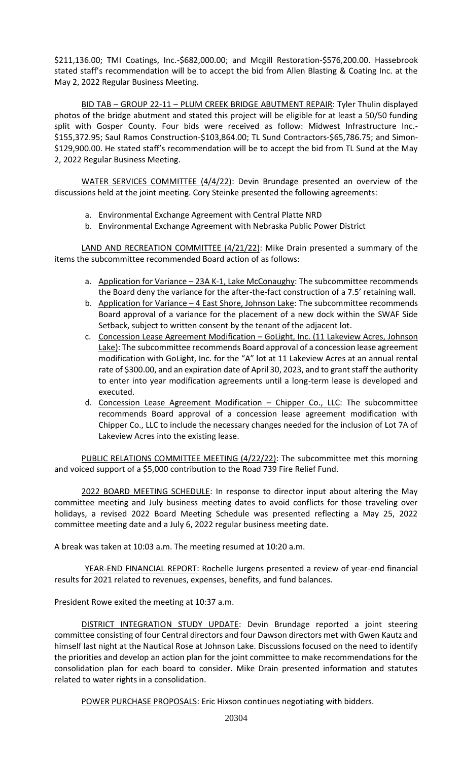$211,136.00; TMI Coatings, Inc.-$682,000.00; and Mcgill Restoration-$576,200.00. Hassebrook stated staff's recommendation will be to accept the bid from Allen Blasting & Coating Inc. at the May 2, 2022 Regular Business Meeting.

BID TAB – GROUP 22-11 – PLUM CREEK BRIDGE ABUTMENT REPAIR: Tyler Thulin displayed photos of the bridge abutment and stated this project will be eligible for at least a 50/50 funding split with Gosper County. Four bids were received as follow: Midwest Infrastructure Inc.-$155,372.95; Saul Ramos Construction-$103,864.00; TL Sund Contractors-$65,786.75; and Simon-$129,900.00. He stated staff's recommendation will be to accept the bid from TL Sund at the May 2, 2022 Regular Business Meeting.

WATER SERVICES COMMITTEE (4/4/22): Devin Brundage presented an overview of the discussions held at the joint meeting. Cory Steinke presented the following agreements:

a. Environmental Exchange Agreement with Central Platte NRD
b. Environmental Exchange Agreement with Nebraska Public Power District

LAND AND RECREATION COMMITTEE (4/21/22): Mike Drain presented a summary of the items the subcommittee recommended Board action of as follows:

a. Application for Variance – 23A K-1, Lake McConaughy: The subcommittee recommends the Board deny the variance for the after-the-fact construction of a 7.5' retaining wall.
b. Application for Variance – 4 East Shore, Johnson Lake: The subcommittee recommends Board approval of a variance for the placement of a new dock within the SWAF Side Setback, subject to written consent by the tenant of the adjacent lot.
c. Concession Lease Agreement Modification – GoLight, Inc. (11 Lakeview Acres, Johnson Lake): The subcommittee recommends Board approval of a concession lease agreement modification with GoLight, Inc. for the "A" lot at 11 Lakeview Acres at an annual rental rate of $300.00, and an expiration date of April 30, 2023, and to grant staff the authority to enter into year modification agreements until a long-term lease is developed and executed.
d. Concession Lease Agreement Modification – Chipper Co., LLC: The subcommittee recommends Board approval of a concession lease agreement modification with Chipper Co., LLC to include the necessary changes needed for the inclusion of Lot 7A of Lakeview Acres into the existing lease.

PUBLIC RELATIONS COMMITTEE MEETING (4/22/22): The subcommittee met this morning and voiced support of a $5,000 contribution to the Road 739 Fire Relief Fund.

2022 BOARD MEETING SCHEDULE: In response to director input about altering the May committee meeting and July business meeting dates to avoid conflicts for those traveling over holidays, a revised 2022 Board Meeting Schedule was presented reflecting a May 25, 2022 committee meeting date and a July 6, 2022 regular business meeting date.

A break was taken at 10:03 a.m. The meeting resumed at 10:20 a.m.

YEAR-END FINANCIAL REPORT: Rochelle Jurgens presented a review of year-end financial results for 2021 related to revenues, expenses, benefits, and fund balances.

President Rowe exited the meeting at 10:37 a.m.

DISTRICT INTEGRATION STUDY UPDATE: Devin Brundage reported a joint steering committee consisting of four Central directors and four Dawson directors met with Gwen Kautz and himself last night at the Nautical Rose at Johnson Lake. Discussions focused on the need to identify the priorities and develop an action plan for the joint committee to make recommendations for the consolidation plan for each board to consider. Mike Drain presented information and statutes related to water rights in a consolidation.

POWER PURCHASE PROPOSALS: Eric Hixson continues negotiating with bidders.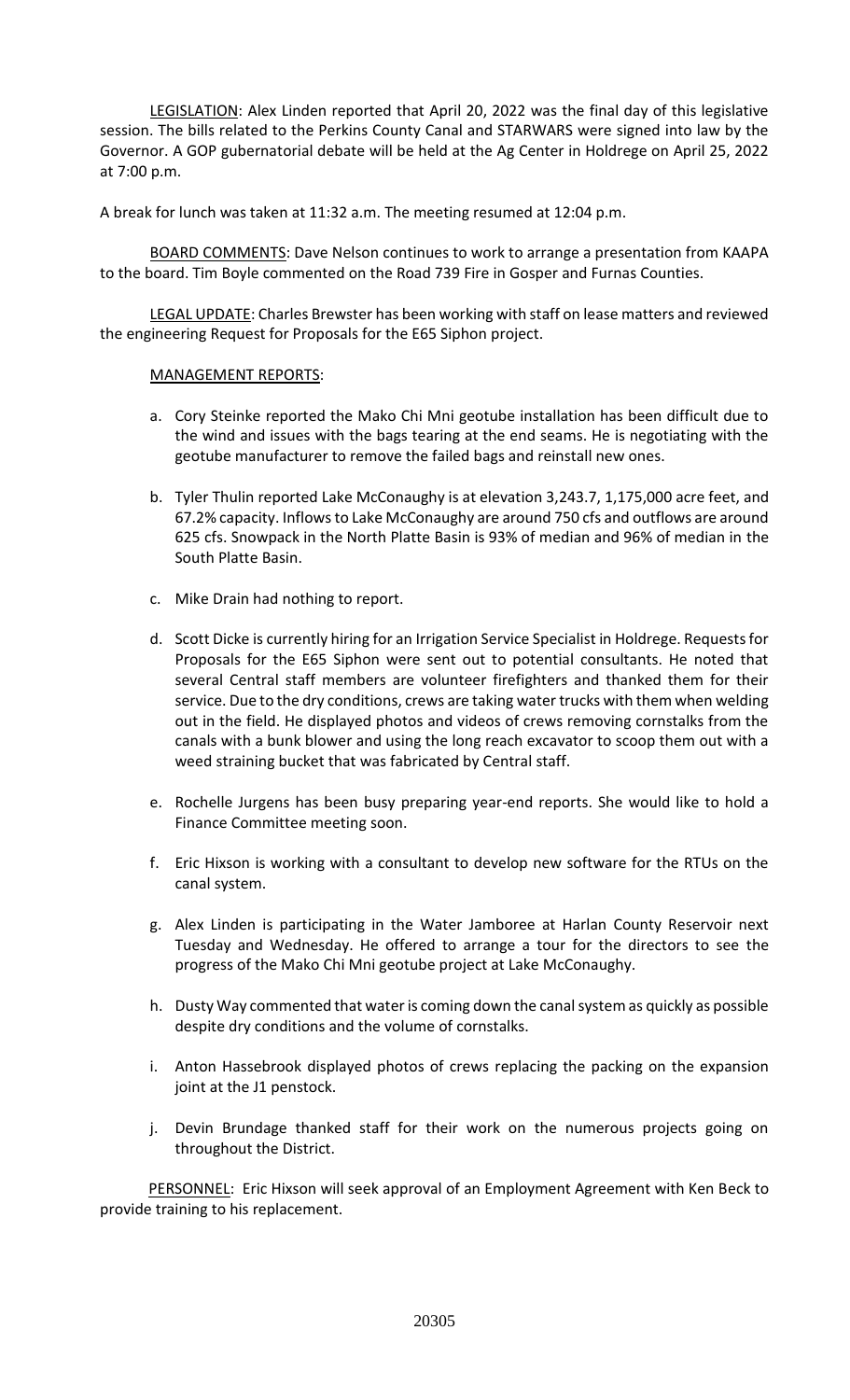LEGISLATION: Alex Linden reported that April 20, 2022 was the final day of this legislative session. The bills related to the Perkins County Canal and STARWARS were signed into law by the Governor. A GOP gubernatorial debate will be held at the Ag Center in Holdrege on April 25, 2022 at 7:00 p.m.

A break for lunch was taken at 11:32 a.m. The meeting resumed at 12:04 p.m.

BOARD COMMENTS: Dave Nelson continues to work to arrange a presentation from KAAPA to the board. Tim Boyle commented on the Road 739 Fire in Gosper and Furnas Counties.

LEGAL UPDATE: Charles Brewster has been working with staff on lease matters and reviewed the engineering Request for Proposals for the E65 Siphon project.

MANAGEMENT REPORTS:

a. Cory Steinke reported the Mako Chi Mni geotube installation has been difficult due to the wind and issues with the bags tearing at the end seams. He is negotiating with the geotube manufacturer to remove the failed bags and reinstall new ones.

b. Tyler Thulin reported Lake McConaughy is at elevation 3,243.7, 1,175,000 acre feet, and 67.2% capacity. Inflows to Lake McConaughy are around 750 cfs and outflows are around 625 cfs. Snowpack in the North Platte Basin is 93% of median and 96% of median in the South Platte Basin.

c. Mike Drain had nothing to report.

d. Scott Dicke is currently hiring for an Irrigation Service Specialist in Holdrege. Requests for Proposals for the E65 Siphon were sent out to potential consultants. He noted that several Central staff members are volunteer firefighters and thanked them for their service. Due to the dry conditions, crews are taking water trucks with them when welding out in the field. He displayed photos and videos of crews removing cornstalks from the canals with a bunk blower and using the long reach excavator to scoop them out with a weed straining bucket that was fabricated by Central staff.

e. Rochelle Jurgens has been busy preparing year-end reports. She would like to hold a Finance Committee meeting soon.

f. Eric Hixson is working with a consultant to develop new software for the RTUs on the canal system.

g. Alex Linden is participating in the Water Jamboree at Harlan County Reservoir next Tuesday and Wednesday. He offered to arrange a tour for the directors to see the progress of the Mako Chi Mni geotube project at Lake McConaughy.

h. Dusty Way commented that water is coming down the canal system as quickly as possible despite dry conditions and the volume of cornstalks.

i. Anton Hassebrook displayed photos of crews replacing the packing on the expansion joint at the J1 penstock.

j. Devin Brundage thanked staff for their work on the numerous projects going on throughout the District.

PERSONNEL: Eric Hixson will seek approval of an Employment Agreement with Ken Beck to provide training to his replacement.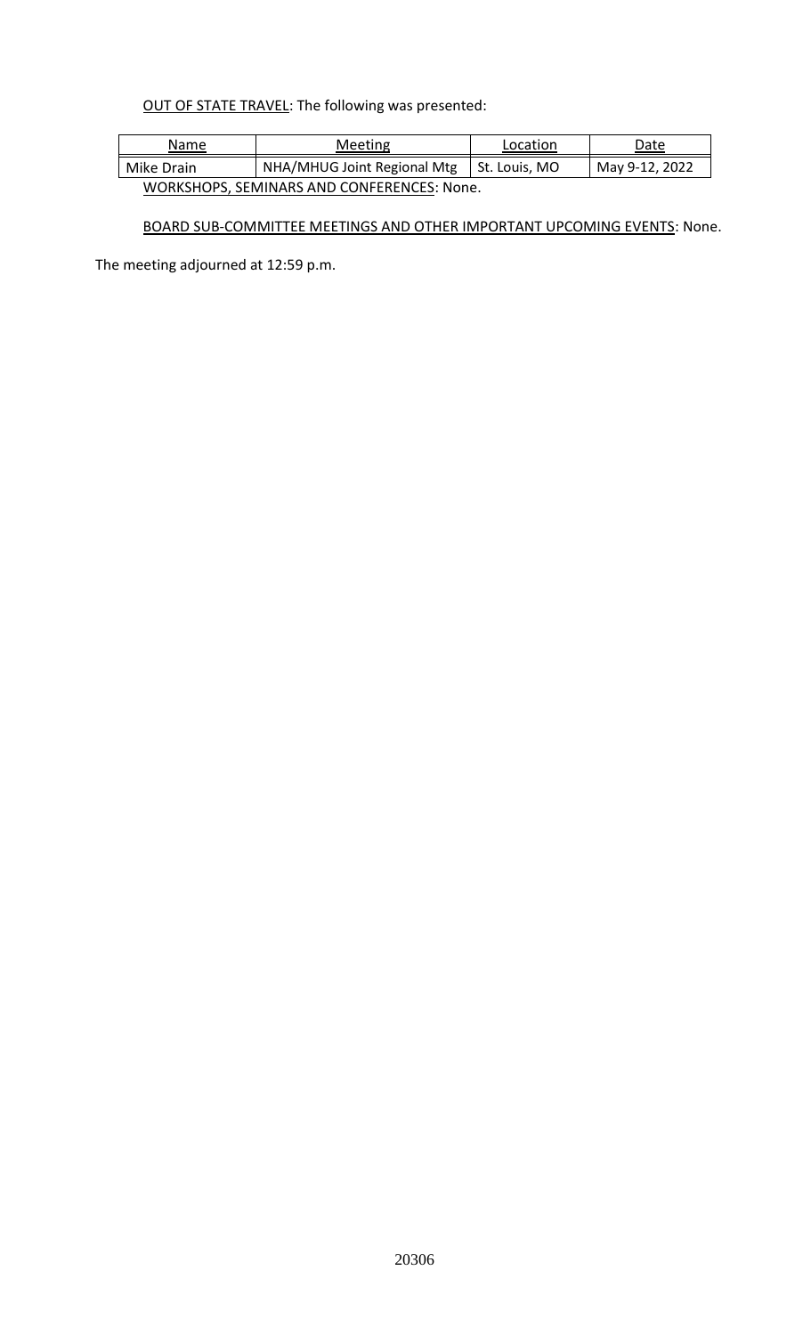<u>OUT OF STATE TRAVEL</u>: The following was presented:

| Name | Meeting | Location | Date |
|---|---|---|---|
| Mike Drain | NHA/MHUG Joint Regional Mtg | St. Louis, MO | May 9-12, 2022 |

<u>WORKSHOPS, SEMINARS AND CONFERENCES</u>: None.

<u>BOARD SUB-COMMITTEE MEETINGS AND OTHER IMPORTANT UPCOMING EVENTS</u>: None.

The meeting adjourned at 12:59 p.m.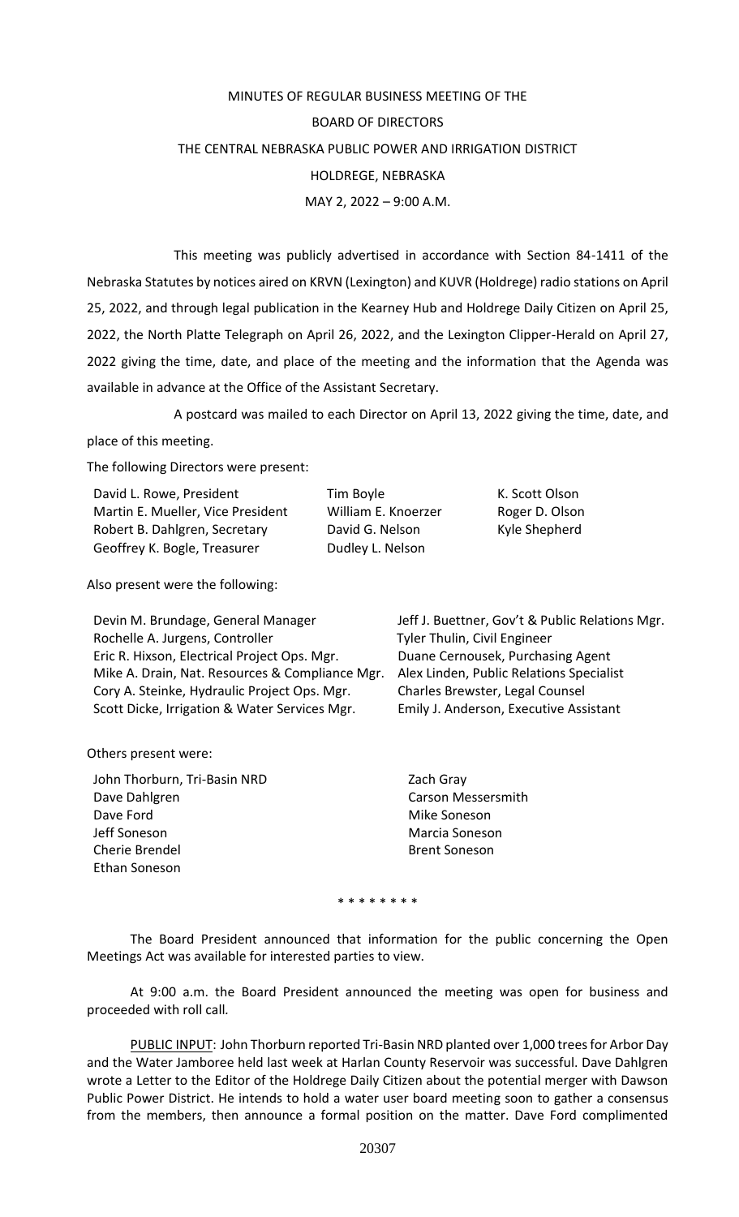MINUTES OF REGULAR BUSINESS MEETING OF THE

BOARD OF DIRECTORS

THE CENTRAL NEBRASKA PUBLIC POWER AND IRRIGATION DISTRICT

HOLDREGE, NEBRASKA

MAY 2, 2022 – 9:00 A.M.

This meeting was publicly advertised in accordance with Section 84-1411 of the Nebraska Statutes by notices aired on KRVN (Lexington) and KUVR (Holdrege) radio stations on April 25, 2022, and through legal publication in the Kearney Hub and Holdrege Daily Citizen on April 25, 2022, the North Platte Telegraph on April 26, 2022, and the Lexington Clipper-Herald on April 27, 2022 giving the time, date, and place of the meeting and the information that the Agenda was available in advance at the Office of the Assistant Secretary.

A postcard was mailed to each Director on April 13, 2022 giving the time, date, and place of this meeting.

The following Directors were present:

David L. Rowe, President
Martin E. Mueller, Vice President
Robert B. Dahlgren, Secretary
Geoffrey K. Bogle, Treasurer
Tim Boyle
William E. Knoerzer
David G. Nelson
Dudley L. Nelson
K. Scott Olson
Roger D. Olson
Kyle Shepherd

Also present were the following:

Devin M. Brundage, General Manager
Rochelle A. Jurgens, Controller
Eric R. Hixson, Electrical Project Ops. Mgr.
Mike A. Drain, Nat. Resources & Compliance Mgr.
Cory A. Steinke, Hydraulic Project Ops. Mgr.
Scott Dicke, Irrigation & Water Services Mgr.
Jeff J. Buettner, Gov't & Public Relations Mgr.
Tyler Thulin, Civil Engineer
Duane Cernousek, Purchasing Agent
Alex Linden, Public Relations Specialist
Charles Brewster, Legal Counsel
Emily J. Anderson, Executive Assistant

Others present were:

John Thorburn, Tri-Basin NRD
Dave Dahlgren
Dave Ford
Jeff Soneson
Cherie Brendel
Ethan Soneson
Zach Gray
Carson Messersmith
Mike Soneson
Marcia Soneson
Brent Soneson

\* \* \* \* \* \* \* \*

The Board President announced that information for the public concerning the Open Meetings Act was available for interested parties to view.

At 9:00 a.m. the Board President announced the meeting was open for business and proceeded with roll call.

PUBLIC INPUT: John Thorburn reported Tri-Basin NRD planted over 1,000 trees for Arbor Day and the Water Jamboree held last week at Harlan County Reservoir was successful. Dave Dahlgren wrote a Letter to the Editor of the Holdrege Daily Citizen about the potential merger with Dawson Public Power District. He intends to hold a water user board meeting soon to gather a consensus from the members, then announce a formal position on the matter. Dave Ford complimented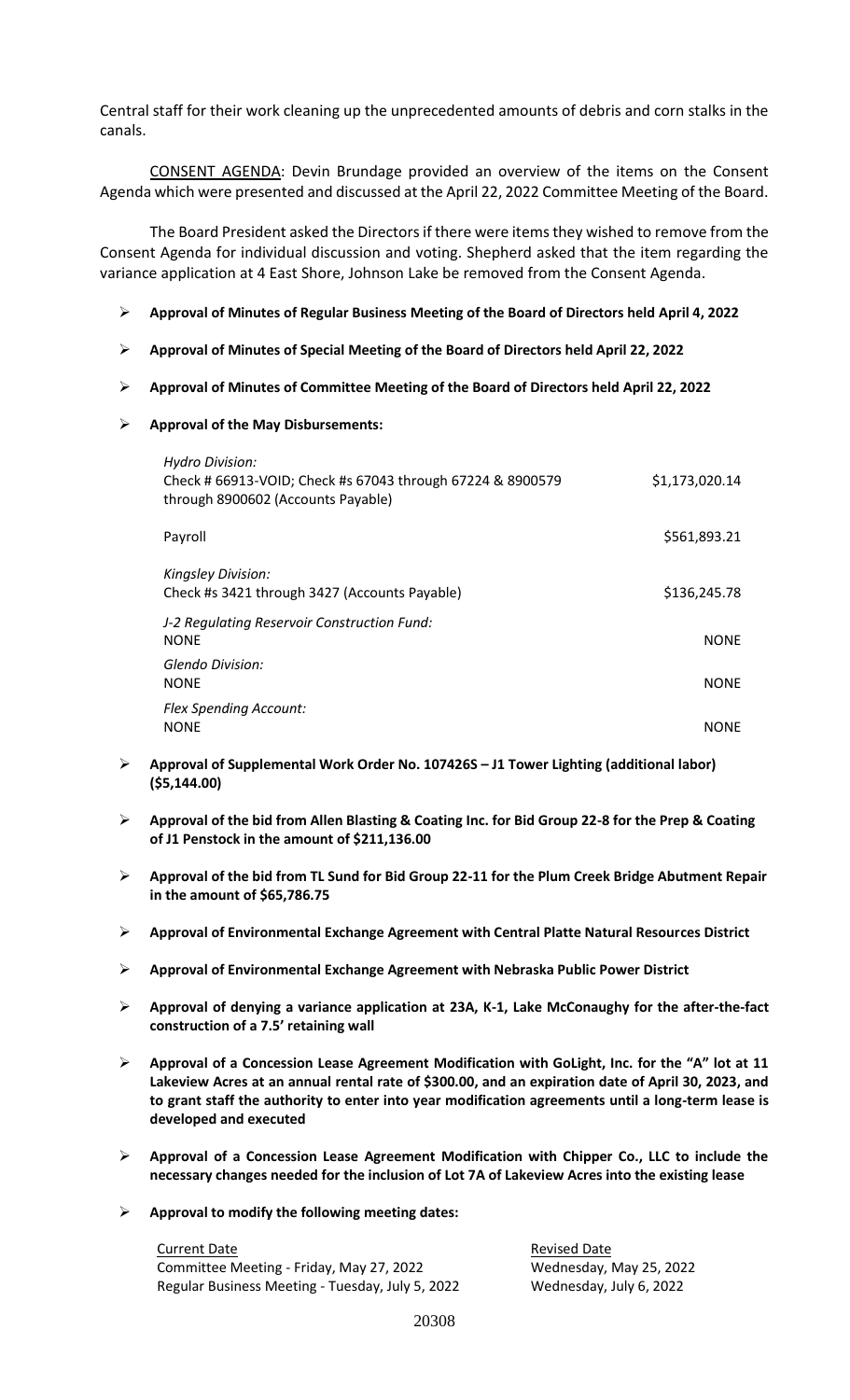Central staff for their work cleaning up the unprecedented amounts of debris and corn stalks in the canals.

CONSENT AGENDA: Devin Brundage provided an overview of the items on the Consent Agenda which were presented and discussed at the April 22, 2022 Committee Meeting of the Board.

The Board President asked the Directors if there were items they wished to remove from the Consent Agenda for individual discussion and voting. Shepherd asked that the item regarding the variance application at 4 East Shore, Johnson Lake be removed from the Consent Agenda.

- **Approval of Minutes of Regular Business Meeting of the Board of Directors held April 4, 2022**
- **Approval of Minutes of Special Meeting of the Board of Directors held April 22, 2022**
- **Approval of Minutes of Committee Meeting of the Board of Directors held April 22, 2022**
- **Approval of the May Disbursements:**

| | |
|---|---|
| *Hydro Division:* Check # 66913-VOID; Check #s 67043 through 67224 & 8900579 through 8900602 (Accounts Payable) | $1,173,020.14 |
| Payroll | $561,893.21 |
| *Kingsley Division:* Check #s 3421 through 3427 (Accounts Payable) | $136,245.78 |
| *J-2 Regulating Reservoir Construction Fund:* NONE | NONE |
| *Glendo Division:* NONE | NONE |
| *Flex Spending Account:* NONE | NONE |

- **Approval of Supplemental Work Order No. 107426S – J1 Tower Lighting (additional labor) ($5,144.00)**
- **Approval of the bid from Allen Blasting & Coating Inc. for Bid Group 22-8 for the Prep & Coating of J1 Penstock in the amount of $211,136.00**
- **Approval of the bid from TL Sund for Bid Group 22-11 for the Plum Creek Bridge Abutment Repair in the amount of $65,786.75**
- **Approval of Environmental Exchange Agreement with Central Platte Natural Resources District**
- **Approval of Environmental Exchange Agreement with Nebraska Public Power District**
- **Approval of denying a variance application at 23A, K-1, Lake McConaughy for the after-the-fact construction of a 7.5' retaining wall**
- **Approval of a Concession Lease Agreement Modification with GoLight, Inc. for the "A" lot at 11 Lakeview Acres at an annual rental rate of $300.00, and an expiration date of April 30, 2023, and to grant staff the authority to enter into year modification agreements until a long-term lease is developed and executed**
- **Approval of a Concession Lease Agreement Modification with Chipper Co., LLC to include the necessary changes needed for the inclusion of Lot 7A of Lakeview Acres into the existing lease**
- **Approval to modify the following meeting dates:**

| Current Date | Revised Date |
|---|---|
| Committee Meeting - Friday, May 27, 2022 | Wednesday, May 25, 2022 |
| Regular Business Meeting - Tuesday, July 5, 2022 | Wednesday, July 6, 2022 |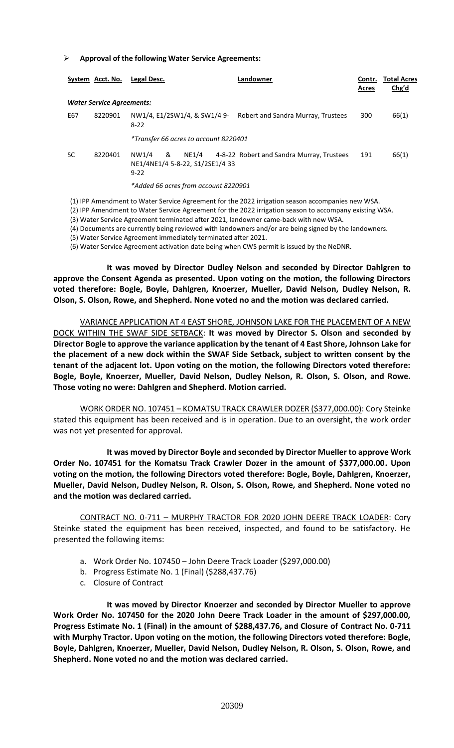➢ **Approval of the following Water Service Agreements:**

| System | Acct. No. | Legal Desc. | Landowner | Contr. Acres | Total Acres Chg'd |
|---|---|---|---|---|---|
| ***Water Service Agreements:*** | | | | | |
| E67 | 8220901 | NW1/4, E1/2SW1/4, & SW1/4 9-8-22 | Robert and Sandra Murray, Trustees | 300 | 66(1) |
| | | *\*Transfer 66 acres to account 8220401* | | | |
| SC | 8220401 | NW1/4 & NE1/4 4-8-22 NE1/4NE1/4 5-8-22, S1/2SE1/4 33 9-22 | Robert and Sandra Murray, Trustees | 191 | 66(1) |
| | | *\*Added 66 acres from account 8220901* | | | |

(1) IPP Amendment to Water Service Agreement for the 2022 irrigation season accompanies new WSA.
(2) IPP Amendment to Water Service Agreement for the 2022 irrigation season to accompany existing WSA.
(3) Water Service Agreement terminated after 2021, landowner came-back with new WSA.
(4) Documents are currently being reviewed with landowners and/or are being signed by the landowners.
(5) Water Service Agreement immediately terminated after 2021.
(6) Water Service Agreement activation date being when CWS permit is issued by the NeDNR.

**It was moved by Director Dudley Nelson and seconded by Director Dahlgren to approve the Consent Agenda as presented. Upon voting on the motion, the following Directors voted therefore: Bogle, Boyle, Dahlgren, Knoerzer, Mueller, David Nelson, Dudley Nelson, R. Olson, S. Olson, Rowe, and Shepherd. None voted no and the motion was declared carried.**

VARIANCE APPLICATION AT 4 EAST SHORE, JOHNSON LAKE FOR THE PLACEMENT OF A NEW DOCK WITHIN THE SWAF SIDE SETBACK: **It was moved by Director S. Olson and seconded by Director Bogle to approve the variance application by the tenant of 4 East Shore, Johnson Lake for the placement of a new dock within the SWAF Side Setback, subject to written consent by the tenant of the adjacent lot. Upon voting on the motion, the following Directors voted therefore: Bogle, Boyle, Knoerzer, Mueller, David Nelson, Dudley Nelson, R. Olson, S. Olson, and Rowe. Those voting no were: Dahlgren and Shepherd. Motion carried.**

WORK ORDER NO. 107451 – KOMATSU TRACK CRAWLER DOZER ($377,000.00): Cory Steinke stated this equipment has been received and is in operation. Due to an oversight, the work order was not yet presented for approval.

**It was moved by Director Boyle and seconded by Director Mueller to approve Work Order No. 107451 for the Komatsu Track Crawler Dozer in the amount of $377,000.00. Upon voting on the motion, the following Directors voted therefore: Bogle, Boyle, Dahlgren, Knoerzer, Mueller, David Nelson, Dudley Nelson, R. Olson, S. Olson, Rowe, and Shepherd. None voted no and the motion was declared carried.**

CONTRACT NO. 0-711 – MURPHY TRACTOR FOR 2020 JOHN DEERE TRACK LOADER: Cory Steinke stated the equipment has been received, inspected, and found to be satisfactory. He presented the following items:

a. Work Order No. 107450 – John Deere Track Loader ($297,000.00)
b. Progress Estimate No. 1 (Final) ($288,437.76)
c. Closure of Contract

**It was moved by Director Knoerzer and seconded by Director Mueller to approve Work Order No. 107450 for the 2020 John Deere Track Loader in the amount of $297,000.00, Progress Estimate No. 1 (Final) in the amount of $288,437.76, and Closure of Contract No. 0-711 with Murphy Tractor. Upon voting on the motion, the following Directors voted therefore: Bogle, Boyle, Dahlgren, Knoerzer, Mueller, David Nelson, Dudley Nelson, R. Olson, S. Olson, Rowe, and Shepherd. None voted no and the motion was declared carried.**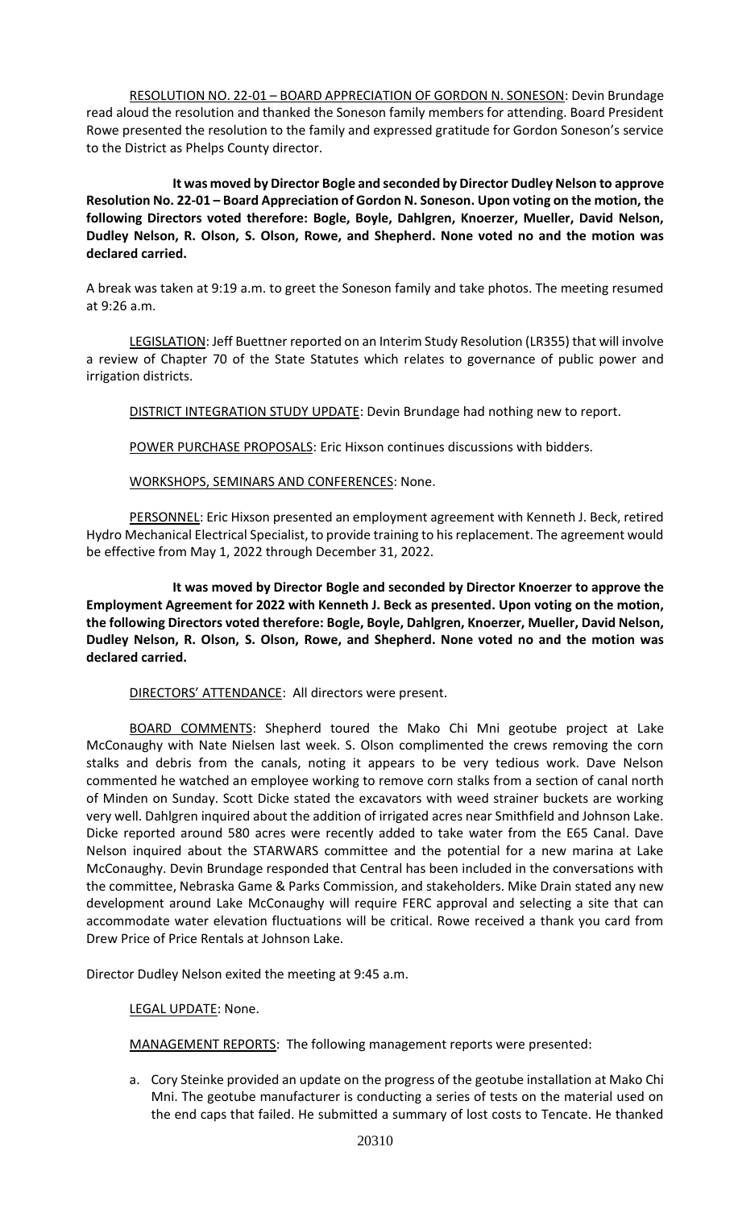RESOLUTION NO. 22-01 – BOARD APPRECIATION OF GORDON N. SONESON: Devin Brundage read aloud the resolution and thanked the Soneson family members for attending. Board President Rowe presented the resolution to the family and expressed gratitude for Gordon Soneson's service to the District as Phelps County director.

**It was moved by Director Bogle and seconded by Director Dudley Nelson to approve Resolution No. 22-01 – Board Appreciation of Gordon N. Soneson. Upon voting on the motion, the following Directors voted therefore: Bogle, Boyle, Dahlgren, Knoerzer, Mueller, David Nelson, Dudley Nelson, R. Olson, S. Olson, Rowe, and Shepherd. None voted no and the motion was declared carried.**

A break was taken at 9:19 a.m. to greet the Soneson family and take photos. The meeting resumed at 9:26 a.m.

LEGISLATION: Jeff Buettner reported on an Interim Study Resolution (LR355) that will involve a review of Chapter 70 of the State Statutes which relates to governance of public power and irrigation districts.

DISTRICT INTEGRATION STUDY UPDATE: Devin Brundage had nothing new to report.

POWER PURCHASE PROPOSALS: Eric Hixson continues discussions with bidders.

WORKSHOPS, SEMINARS AND CONFERENCES: None.

PERSONNEL: Eric Hixson presented an employment agreement with Kenneth J. Beck, retired Hydro Mechanical Electrical Specialist, to provide training to his replacement. The agreement would be effective from May 1, 2022 through December 31, 2022.

**It was moved by Director Bogle and seconded by Director Knoerzer to approve the Employment Agreement for 2022 with Kenneth J. Beck as presented. Upon voting on the motion, the following Directors voted therefore: Bogle, Boyle, Dahlgren, Knoerzer, Mueller, David Nelson, Dudley Nelson, R. Olson, S. Olson, Rowe, and Shepherd. None voted no and the motion was declared carried.**

DIRECTORS' ATTENDANCE: All directors were present.

BOARD COMMENTS: Shepherd toured the Mako Chi Mni geotube project at Lake McConaughy with Nate Nielsen last week. S. Olson complimented the crews removing the corn stalks and debris from the canals, noting it appears to be very tedious work. Dave Nelson commented he watched an employee working to remove corn stalks from a section of canal north of Minden on Sunday. Scott Dicke stated the excavators with weed strainer buckets are working very well. Dahlgren inquired about the addition of irrigated acres near Smithfield and Johnson Lake. Dicke reported around 580 acres were recently added to take water from the E65 Canal. Dave Nelson inquired about the STARWARS committee and the potential for a new marina at Lake McConaughy. Devin Brundage responded that Central has been included in the conversations with the committee, Nebraska Game & Parks Commission, and stakeholders. Mike Drain stated any new development around Lake McConaughy will require FERC approval and selecting a site that can accommodate water elevation fluctuations will be critical. Rowe received a thank you card from Drew Price of Price Rentals at Johnson Lake.

Director Dudley Nelson exited the meeting at 9:45 a.m.

LEGAL UPDATE: None.

MANAGEMENT REPORTS: The following management reports were presented:

a. Cory Steinke provided an update on the progress of the geotube installation at Mako Chi Mni. The geotube manufacturer is conducting a series of tests on the material used on the end caps that failed. He submitted a summary of lost costs to Tencate. He thanked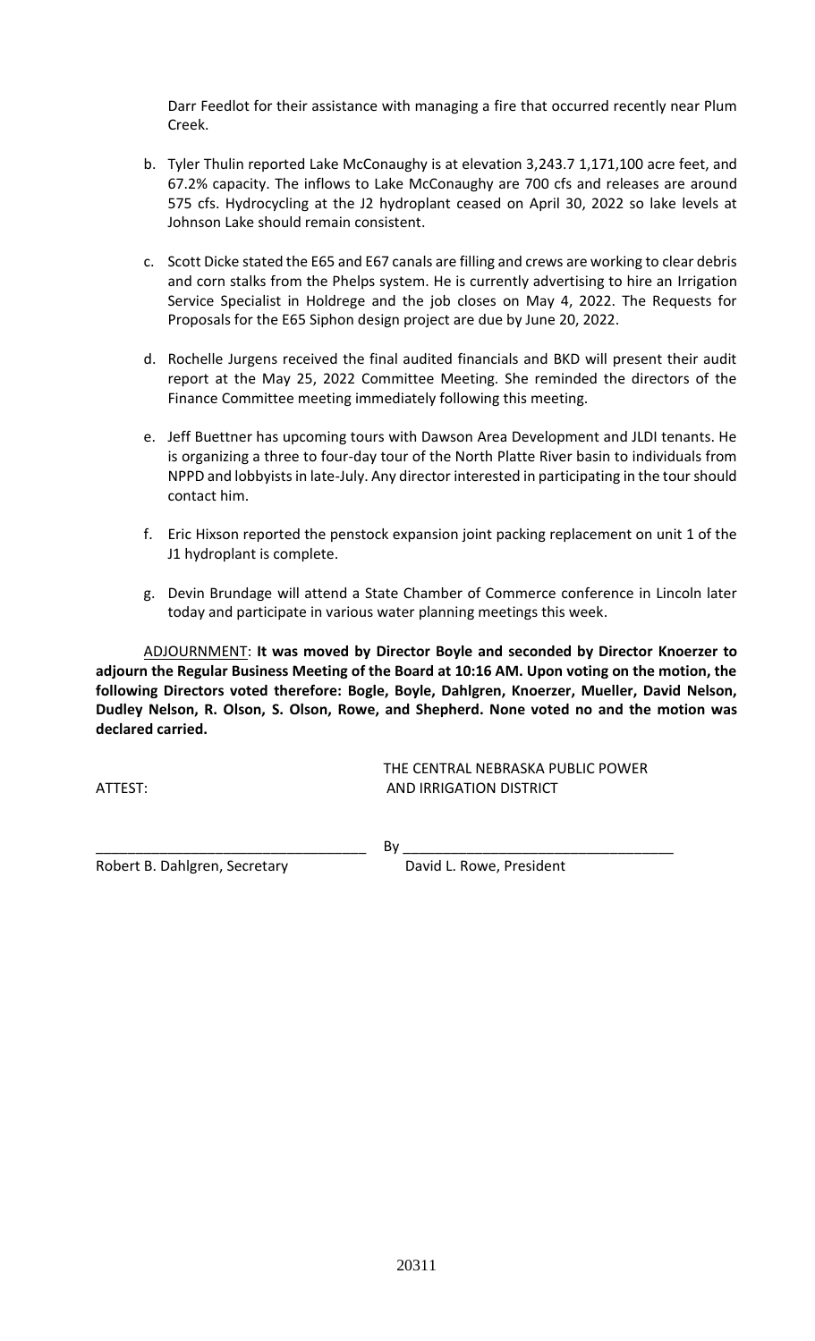Darr Feedlot for their assistance with managing a fire that occurred recently near Plum Creek.

b. Tyler Thulin reported Lake McConaughy is at elevation 3,243.7 1,171,100 acre feet, and 67.2% capacity. The inflows to Lake McConaughy are 700 cfs and releases are around 575 cfs. Hydrocycling at the J2 hydroplant ceased on April 30, 2022 so lake levels at Johnson Lake should remain consistent.

c. Scott Dicke stated the E65 and E67 canals are filling and crews are working to clear debris and corn stalks from the Phelps system. He is currently advertising to hire an Irrigation Service Specialist in Holdrege and the job closes on May 4, 2022. The Requests for Proposals for the E65 Siphon design project are due by June 20, 2022.

d. Rochelle Jurgens received the final audited financials and BKD will present their audit report at the May 25, 2022 Committee Meeting. She reminded the directors of the Finance Committee meeting immediately following this meeting.

e. Jeff Buettner has upcoming tours with Dawson Area Development and JLDI tenants. He is organizing a three to four-day tour of the North Platte River basin to individuals from NPPD and lobbyists in late-July. Any director interested in participating in the tour should contact him.

f. Eric Hixson reported the penstock expansion joint packing replacement on unit 1 of the J1 hydroplant is complete.

g. Devin Brundage will attend a State Chamber of Commerce conference in Lincoln later today and participate in various water planning meetings this week.

ADJOURNMENT: **It was moved by Director Boyle and seconded by Director Knoerzer to adjourn the Regular Business Meeting of the Board at 10:16 AM. Upon voting on the motion, the following Directors voted therefore: Bogle, Boyle, Dahlgren, Knoerzer, Mueller, David Nelson, Dudley Nelson, R. Olson, S. Olson, Rowe, and Shepherd. None voted no and the motion was declared carried.**

THE CENTRAL NEBRASKA PUBLIC POWER AND IRRIGATION DISTRICT

ATTEST:

_________________________________ By _________________________________

Robert B. Dahlgren, Secretary David L. Rowe, President